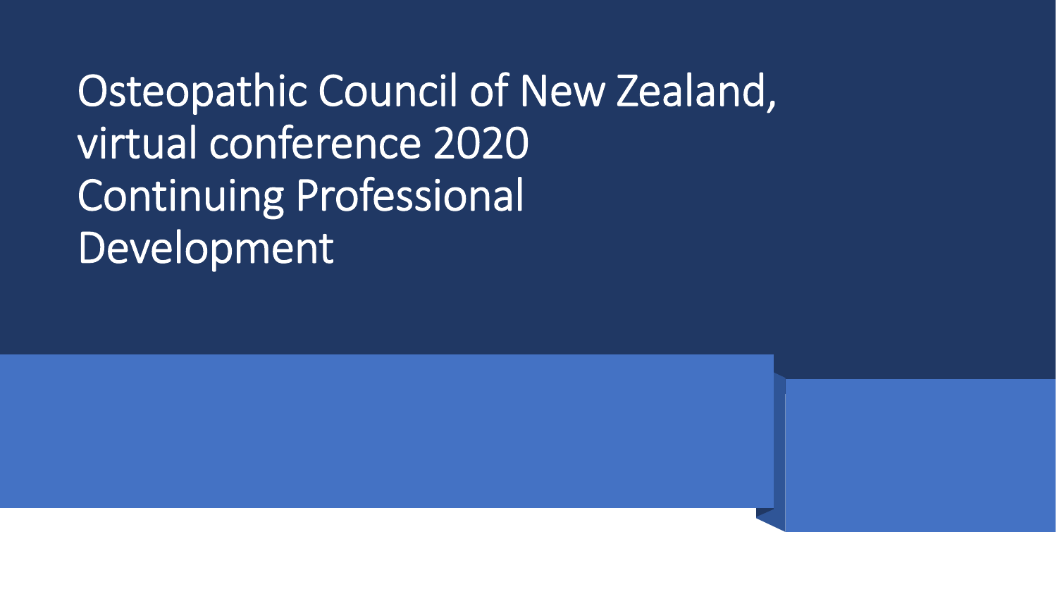# Osteopathic Council of New Zealand, virtual conference 2020 Continuing Professional Development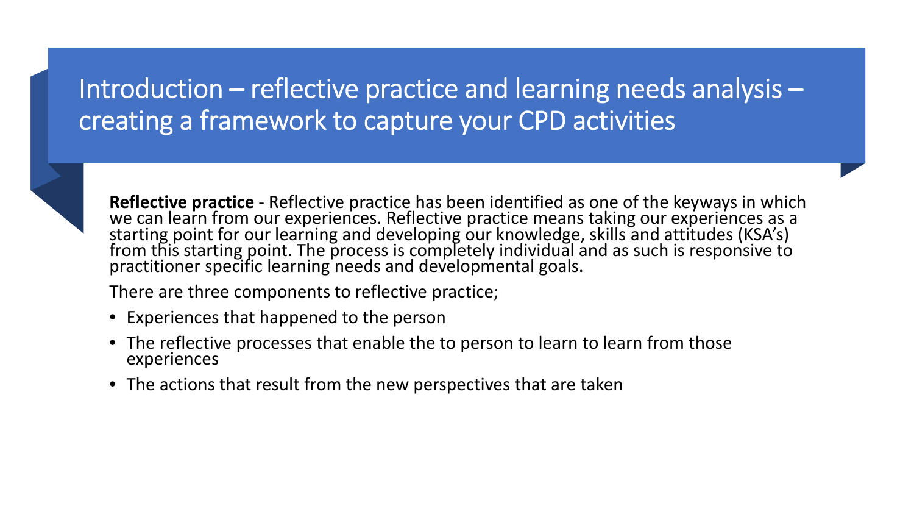# Introduction – reflective practice and learning needs analysis – creating a framework to capture your CPD activities

**Reflective practice** - Reflective practice has been identified as one of the keyways in which we can learn from our experiences. Reflective practice means taking our experiences as a starting point for our learning and developing our knowledge, skills and attitudes (KSA's) from this starting point. The process is completely individual and as such is responsive to practitioner specific learning needs and developmental goals.

There are three components to reflective practice;

- Experiences that happened to the person
- The reflective processes that enable the to person to learn to learn from those experiences
- The actions that result from the new perspectives that are taken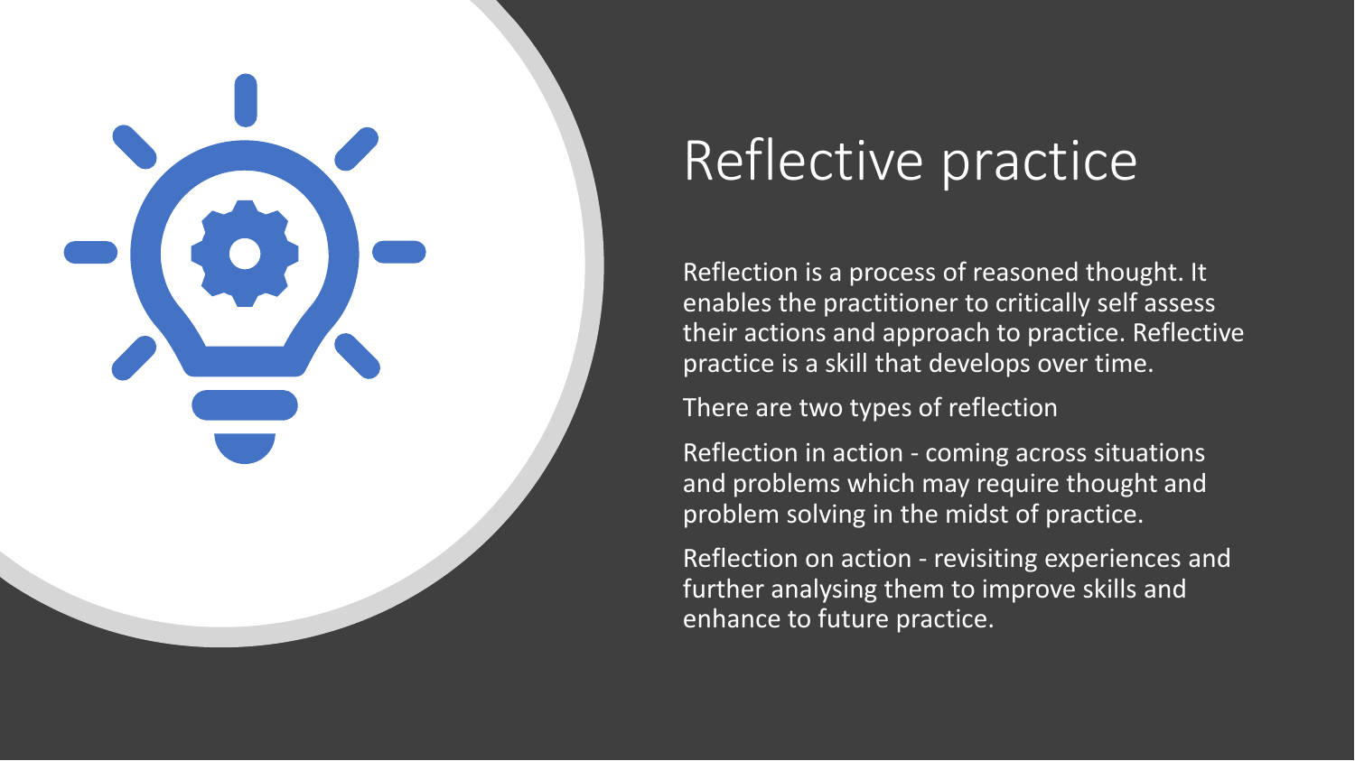# Reflective practice

Reflection is a process of reasoned thought. It enables the practitioner to critically self assess their actions and approach to practice. Reflective practice is a skill that develops over time.

There are two types of reflection

Reflection in action - coming across situations and problems which may require thought and problem solving in the midst of practice.

Reflection on action - revisiting experiences and further analysing them to improve skills and enhance to future practice.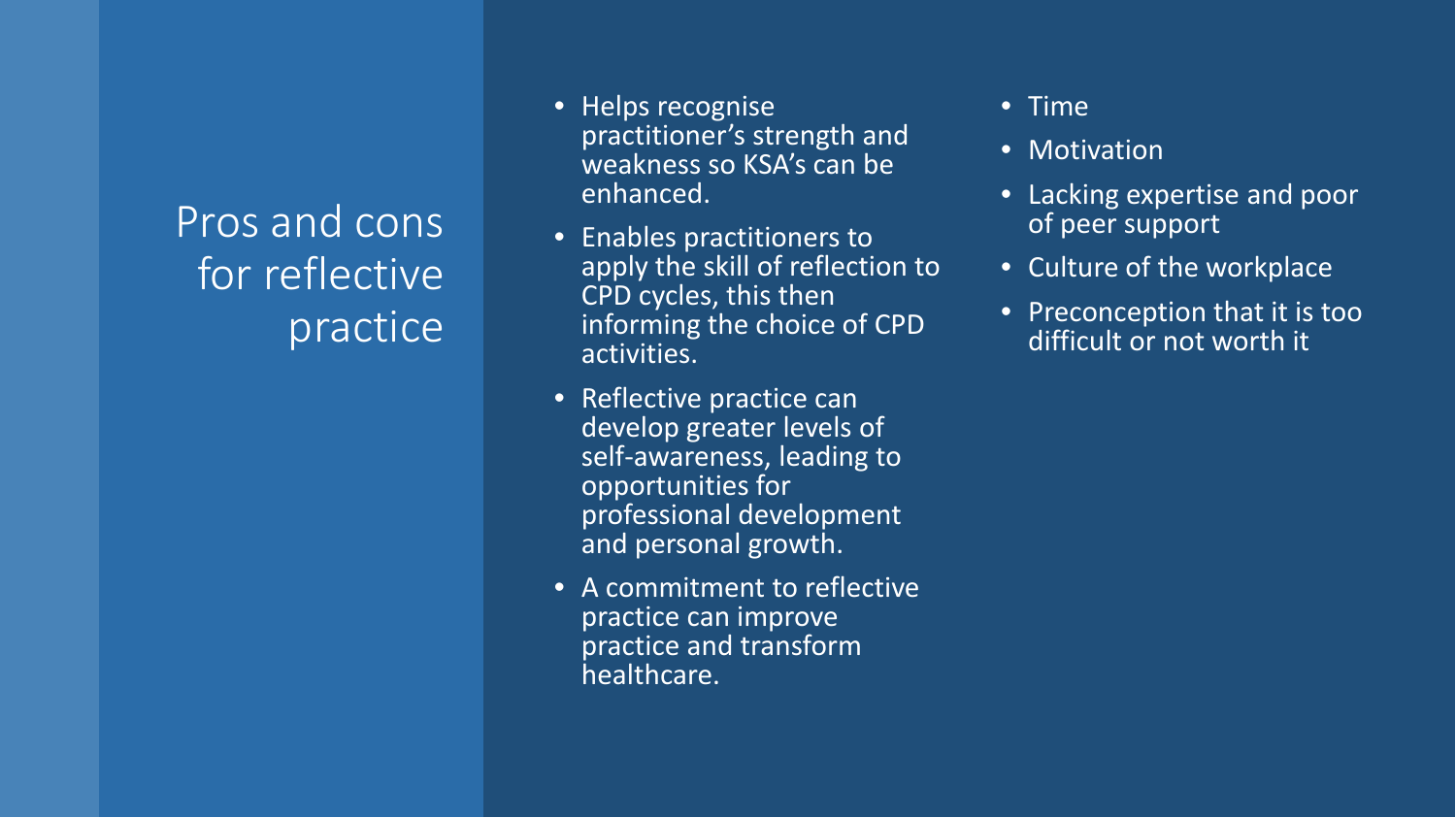# Pros and cons for reflective practice

- Helps recognise practitioner's strength and weakness so KSA's can be enhanced.
- Enables practitioners to apply the skill of reflection to CPD cycles, this then informing the choice of CPD activities.
- Reflective practice can develop greater levels of self-awareness, leading to opportunities for professional development and personal growth.
- A commitment to reflective practice can improve practice and transform healthcare.

- Time
- Motivation
- Lacking expertise and poor of peer support
- Culture of the workplace
- Preconception that it is too difficult or not worth it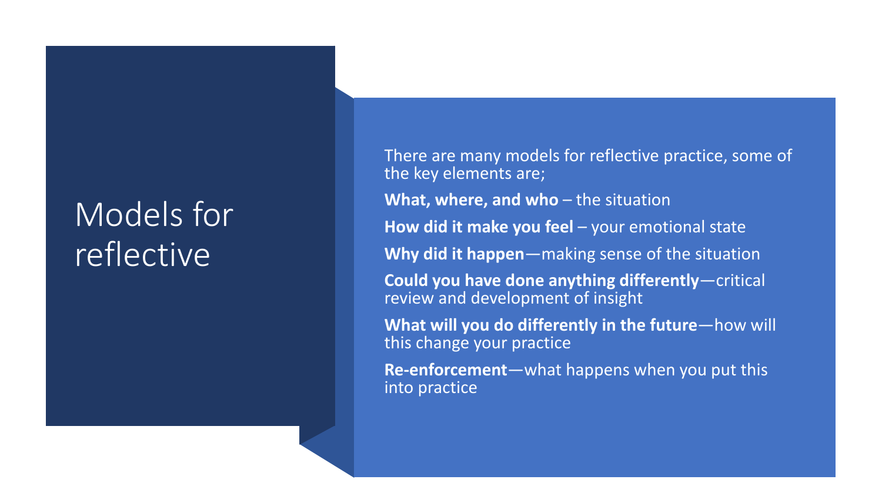# Models for reflective

There are many models for reflective practice, some of the key elements are;

**What, where, and who** – the situation

**How did it make you feel** – your emotional state

**Why did it happen**—making sense of the situation

**Could you have done anything differently**—critical review and development of insight

**What will you do differently in the future**—how will this change your practice

**Re-enforcement**—what happens when you put this into practice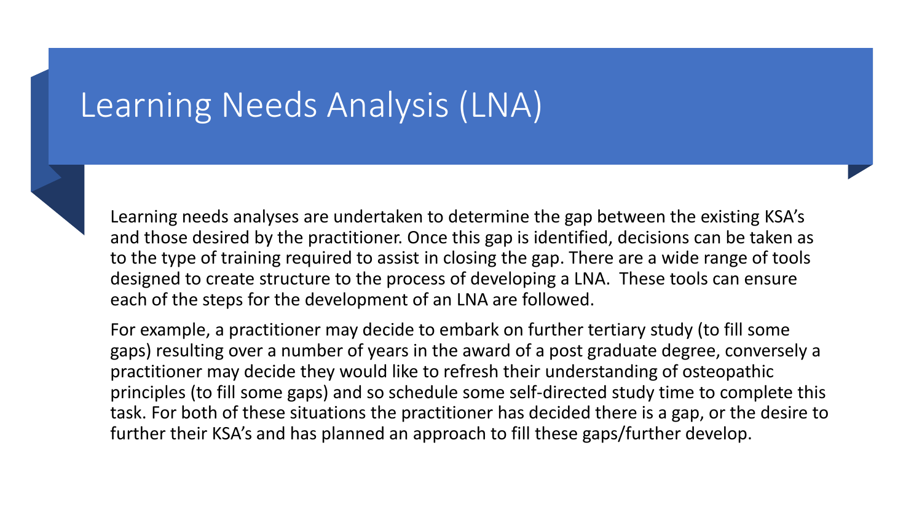# Learning Needs Analysis (LNA)

Learning needs analyses are undertaken to determine the gap between the existing KSA's and those desired by the practitioner. Once this gap is identified, decisions can be taken as to the type of training required to assist in closing the gap. There are a wide range of tools designed to create structure to the process of developing a LNA. These tools can ensure each of the steps for the development of an LNA are followed.

For example, a practitioner may decide to embark on further tertiary study (to fill some gaps) resulting over a number of years in the award of a post graduate degree, conversely a practitioner may decide they would like to refresh their understanding of osteopathic principles (to fill some gaps) and so schedule some self-directed study time to complete this task. For both of these situations the practitioner has decided there is a gap, or the desire to further their KSA's and has planned an approach to fill these gaps/further develop.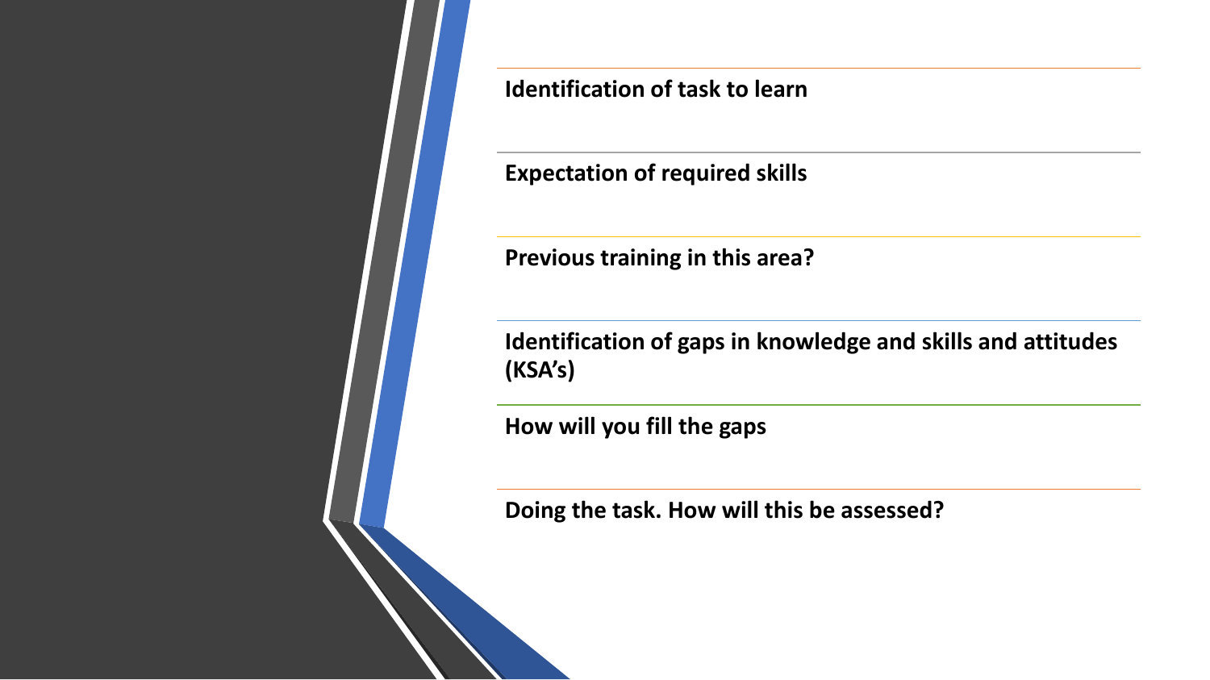**Identification of task to learn**

**Expectation of required skills**

**Previous training in this area?**

**Identification of gaps in knowledge and skills and attitudes (KSA's)**

**How will you fill the gaps**

**Doing the task. How will this be assessed?**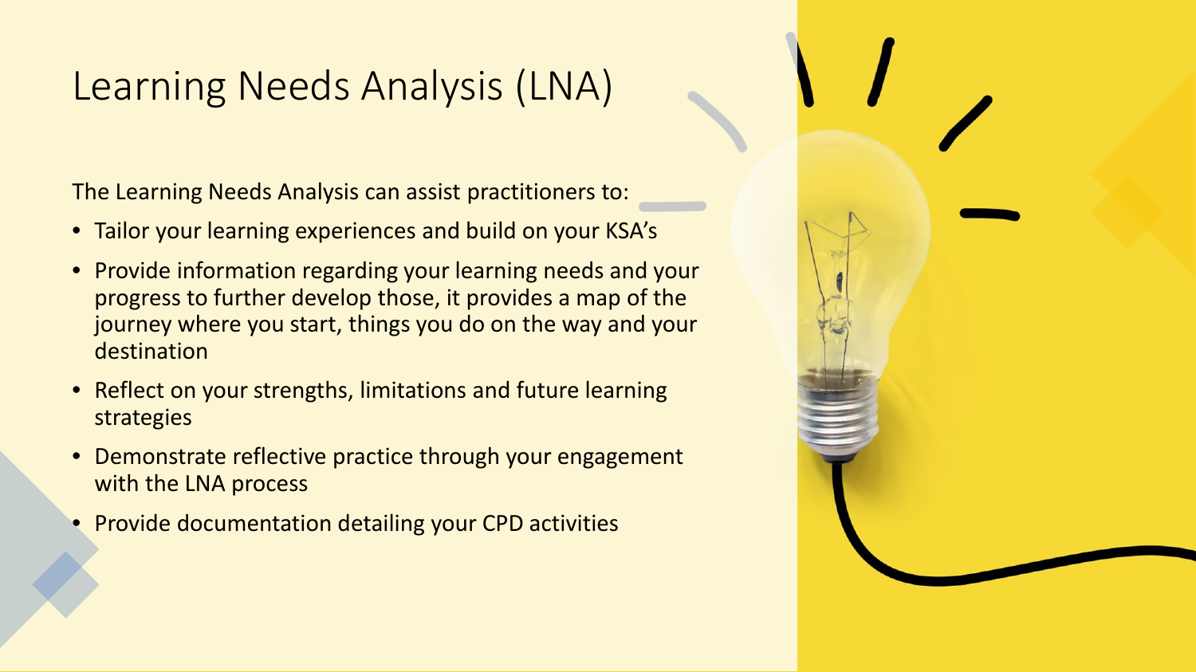# Learning Needs Analysis (LNA)

The Learning Needs Analysis can assist practitioners to:

- Tailor your learning experiences and build on your KSA's
- Provide information regarding your learning needs and your progress to further develop those, it provides a map of the journey where you start, things you do on the way and your destination
- Reflect on your strengths, limitations and future learning strategies
- Demonstrate reflective practice through your engagement with the LNA process
- Provide documentation detailing your CPD activities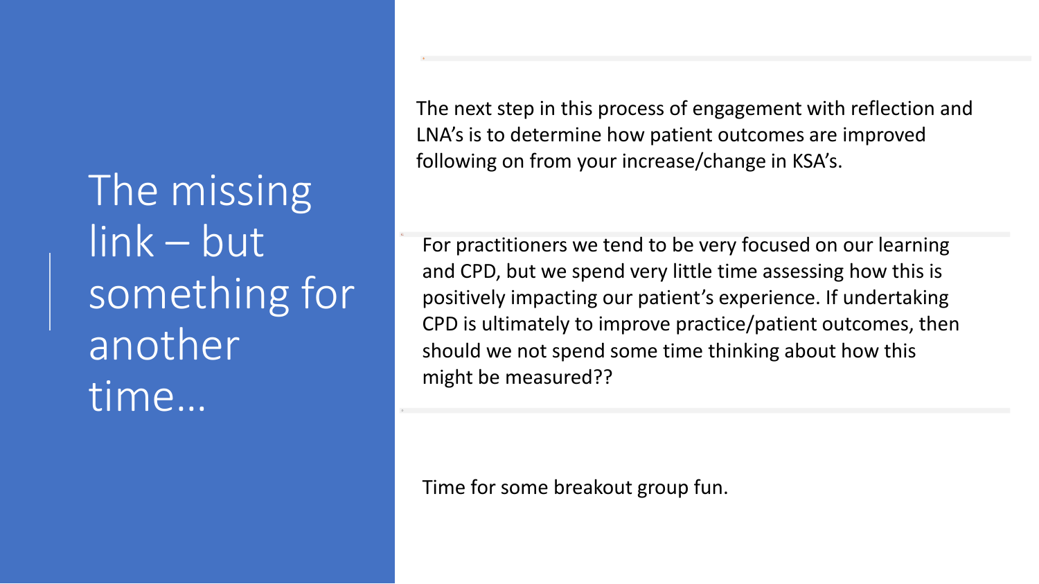# The missing link – but something for another time…

The next step in this process of engagement with reflection and LNA's is to determine how patient outcomes are improved following on from your increase/change in KSA's.

For practitioners we tend to be very focused on our learning and CPD, but we spend very little time assessing how this is positively impacting our patient's experience. If undertaking CPD is ultimately to improve practice/patient outcomes, then should we not spend some time thinking about how this might be measured??

Time for some breakout group fun.